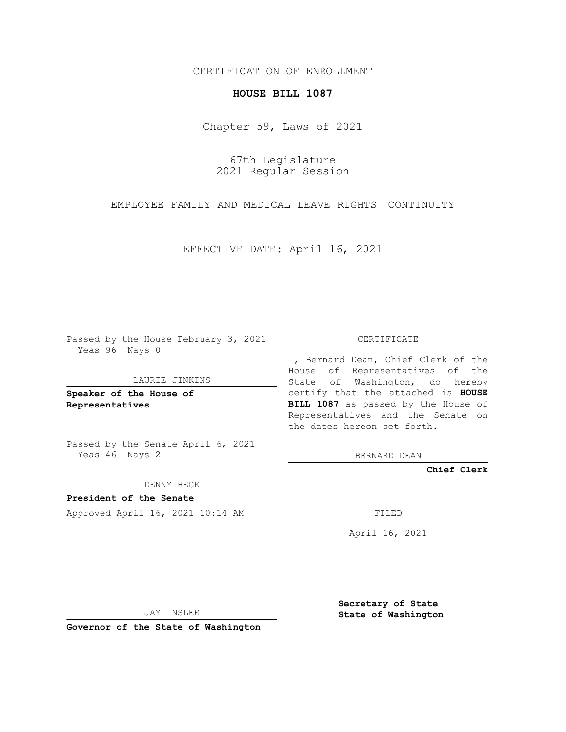CERTIFICATION OF ENROLLMENT

**HOUSE BILL 1087**

Chapter 59, Laws of 2021

67th Legislature
2021 Regular Session

EMPLOYEE FAMILY AND MEDICAL LEAVE RIGHTS—CONTINUITY

EFFECTIVE DATE: April 16, 2021

Passed by the House February 3, 2021
Yeas 96 Nays 0

LAURIE JINKINS

**Speaker of the House of Representatives**

Passed by the Senate April 6, 2021
Yeas 46 Nays 2

DENNY HECK

**President of the Senate**

Approved April 16, 2021 10:14 AM

JAY INSLEE

**Governor of the State of Washington**

CERTIFICATE

I, Bernard Dean, Chief Clerk of the House of Representatives of the State of Washington, do hereby certify that the attached is **HOUSE BILL 1087** as passed by the House of Representatives and the Senate on the dates hereon set forth.

BERNARD DEAN

**Chief Clerk**

FILED

April 16, 2021

**Secretary of State State of Washington**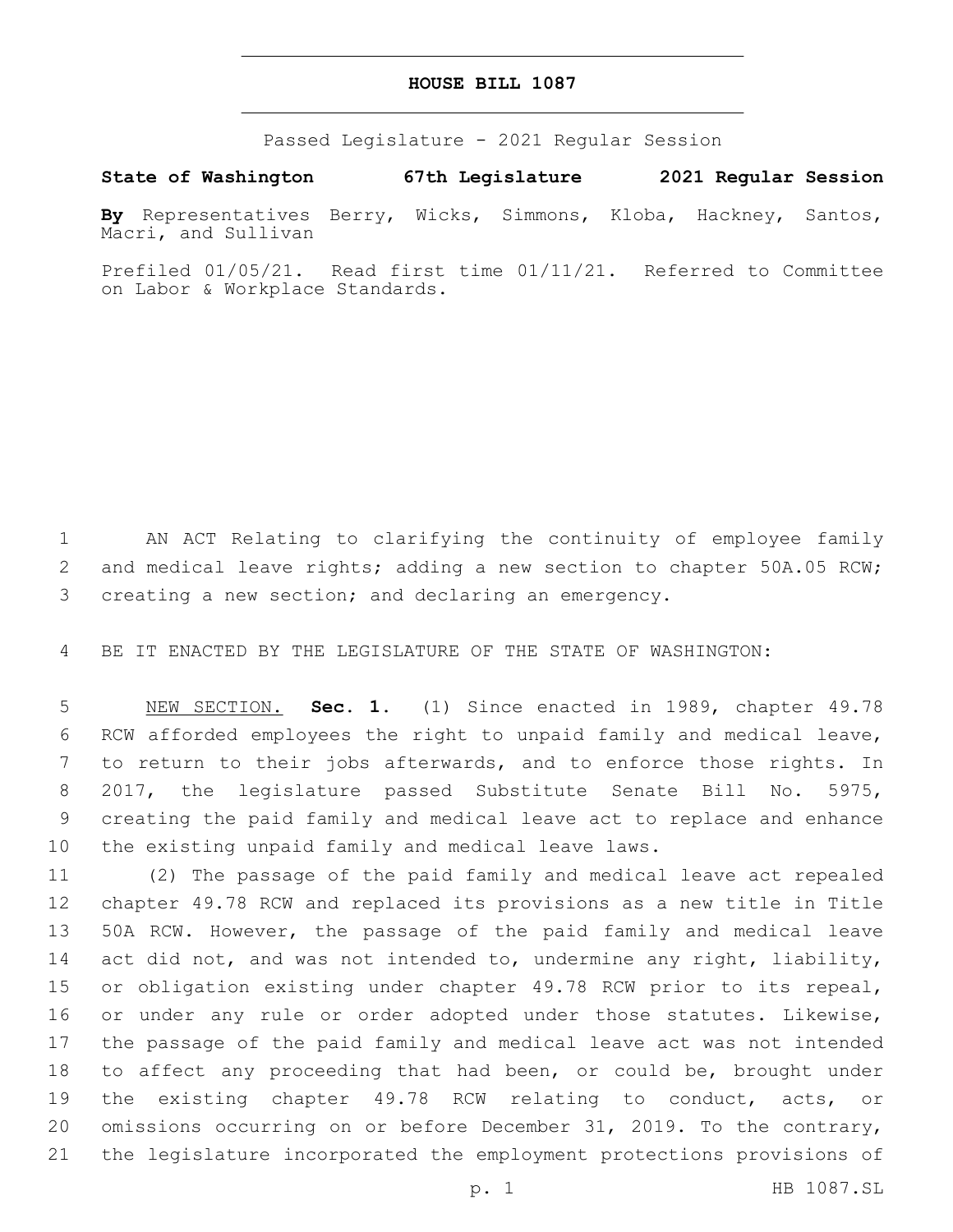# HOUSE BILL 1087

Passed Legislature - 2021 Regular Session

**State of Washington 67th Legislature 2021 Regular Session**

**By** Representatives Berry, Wicks, Simmons, Kloba, Hackney, Santos, Macri, and Sullivan

Prefiled 01/05/21. Read first time 01/11/21. Referred to Committee on Labor & Workplace Standards.

AN ACT Relating to clarifying the continuity of employee family and medical leave rights; adding a new section to chapter 50A.05 RCW; creating a new section; and declaring an emergency.

BE IT ENACTED BY THE LEGISLATURE OF THE STATE OF WASHINGTON:

NEW SECTION. **Sec. 1.** (1) Since enacted in 1989, chapter 49.78 RCW afforded employees the right to unpaid family and medical leave, to return to their jobs afterwards, and to enforce those rights. In 2017, the legislature passed Substitute Senate Bill No. 5975, creating the paid family and medical leave act to replace and enhance the existing unpaid family and medical leave laws.

(2) The passage of the paid family and medical leave act repealed chapter 49.78 RCW and replaced its provisions as a new title in Title 50A RCW. However, the passage of the paid family and medical leave act did not, and was not intended to, undermine any right, liability, or obligation existing under chapter 49.78 RCW prior to its repeal, or under any rule or order adopted under those statutes. Likewise, the passage of the paid family and medical leave act was not intended to affect any proceeding that had been, or could be, brought under the existing chapter 49.78 RCW relating to conduct, acts, or omissions occurring on or before December 31, 2019. To the contrary, the legislature incorporated the employment protections provisions of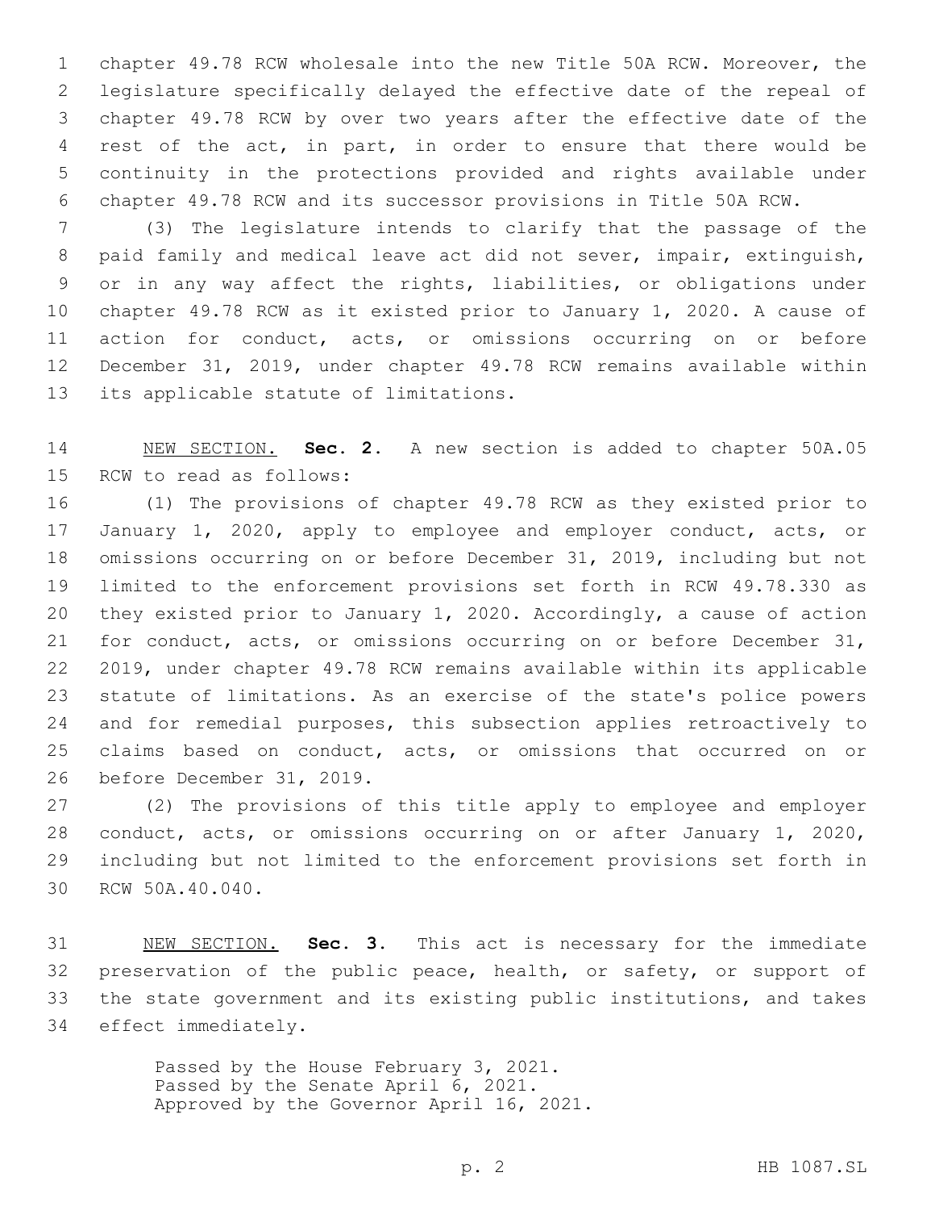chapter 49.78 RCW wholesale into the new Title 50A RCW. Moreover, the legislature specifically delayed the effective date of the repeal of chapter 49.78 RCW by over two years after the effective date of the rest of the act, in part, in order to ensure that there would be continuity in the protections provided and rights available under chapter 49.78 RCW and its successor provisions in Title 50A RCW.

(3) The legislature intends to clarify that the passage of the paid family and medical leave act did not sever, impair, extinguish, or in any way affect the rights, liabilities, or obligations under chapter 49.78 RCW as it existed prior to January 1, 2020. A cause of action for conduct, acts, or omissions occurring on or before December 31, 2019, under chapter 49.78 RCW remains available within its applicable statute of limitations.

NEW SECTION. **Sec. 2.** A new section is added to chapter 50A.05 RCW to read as follows:

(1) The provisions of chapter 49.78 RCW as they existed prior to January 1, 2020, apply to employee and employer conduct, acts, or omissions occurring on or before December 31, 2019, including but not limited to the enforcement provisions set forth in RCW 49.78.330 as they existed prior to January 1, 2020. Accordingly, a cause of action for conduct, acts, or omissions occurring on or before December 31, 2019, under chapter 49.78 RCW remains available within its applicable statute of limitations. As an exercise of the state's police powers and for remedial purposes, this subsection applies retroactively to claims based on conduct, acts, or omissions that occurred on or before December 31, 2019.

(2) The provisions of this title apply to employee and employer conduct, acts, or omissions occurring on or after January 1, 2020, including but not limited to the enforcement provisions set forth in RCW 50A.40.040.

NEW SECTION. **Sec. 3.** This act is necessary for the immediate preservation of the public peace, health, or safety, or support of the state government and its existing public institutions, and takes effect immediately.

Passed by the House February 3, 2021.
Passed by the Senate April 6, 2021.
Approved by the Governor April 16, 2021.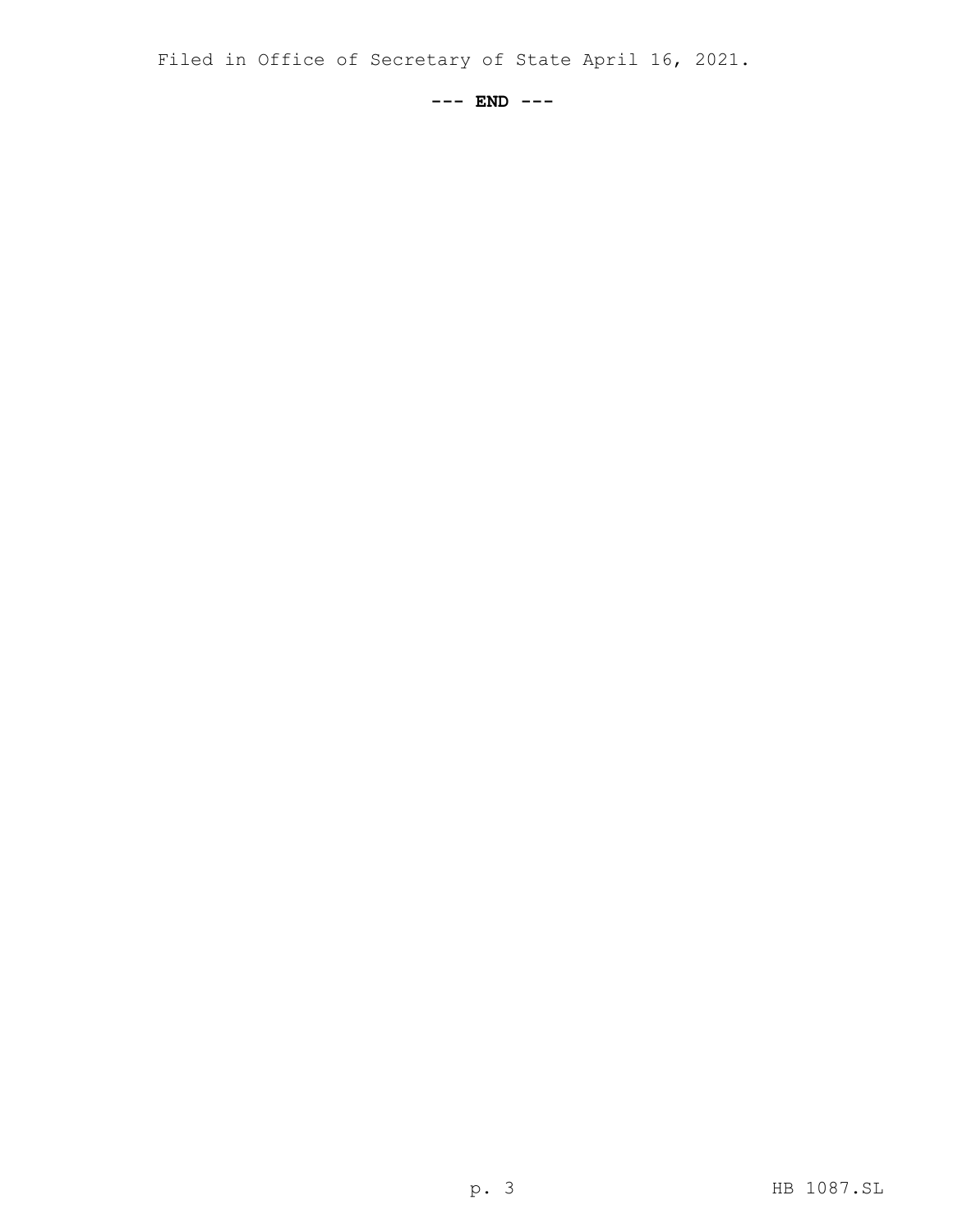Filed in Office of Secretary of State April 16, 2021.

**--- END ---**